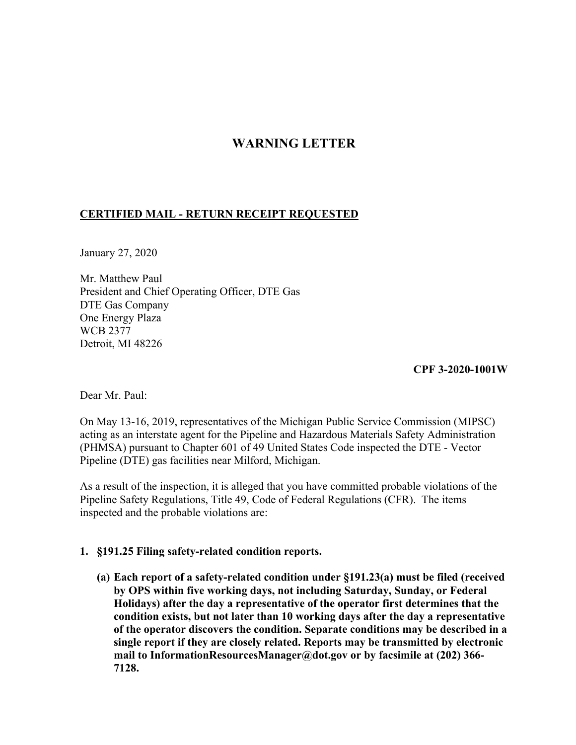# WARNING LETTER

**CERTIFIED MAIL - RETURN RECEIPT REQUESTED**

January 27, 2020

Mr. Matthew Paul
President and Chief Operating Officer, DTE Gas
DTE Gas Company
One Energy Plaza
WCB 2377
Detroit, MI 48226

**CPF 3-2020-1001W**

Dear Mr. Paul:

On May 13-16, 2019, representatives of the Michigan Public Service Commission (MIPSC) acting as an interstate agent for the Pipeline and Hazardous Materials Safety Administration (PHMSA) pursuant to Chapter 601 of 49 United States Code inspected the DTE - Vector Pipeline (DTE) gas facilities near Milford, Michigan.

As a result of the inspection, it is alleged that you have committed probable violations of the Pipeline Safety Regulations, Title 49, Code of Federal Regulations (CFR). The items inspected and the probable violations are:

1. **§191.25 Filing safety-related condition reports.**

   **(a) Each report of a safety-related condition under §191.23(a) must be filed (received by OPS within five working days, not including Saturday, Sunday, or Federal Holidays) after the day a representative of the operator first determines that the condition exists, but not later than 10 working days after the day a representative of the operator discovers the condition. Separate conditions may be described in a single report if they are closely related. Reports may be transmitted by electronic mail to InformationResourcesManager@dot.gov or by facsimile at (202) 366-7128.**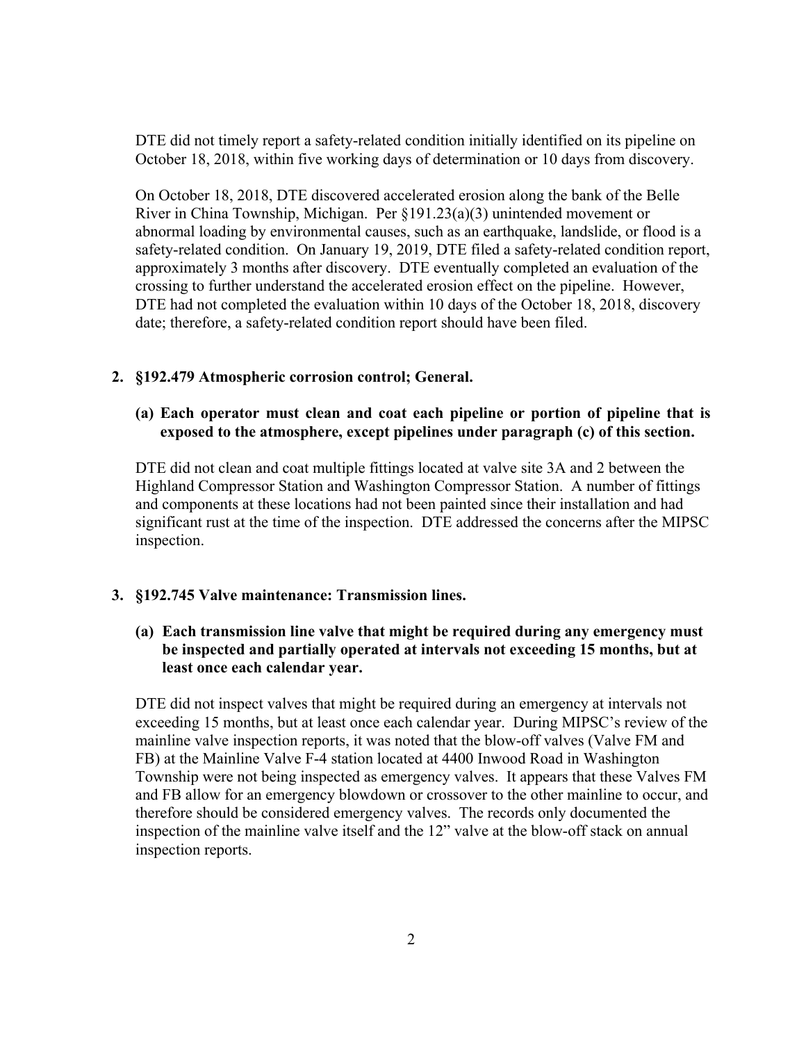DTE did not timely report a safety-related condition initially identified on its pipeline on October 18, 2018, within five working days of determination or 10 days from discovery.

On October 18, 2018, DTE discovered accelerated erosion along the bank of the Belle River in China Township, Michigan. Per §191.23(a)(3) unintended movement or abnormal loading by environmental causes, such as an earthquake, landslide, or flood is a safety-related condition. On January 19, 2019, DTE filed a safety-related condition report, approximately 3 months after discovery. DTE eventually completed an evaluation of the crossing to further understand the accelerated erosion effect on the pipeline. However, DTE had not completed the evaluation within 10 days of the October 18, 2018, discovery date; therefore, a safety-related condition report should have been filed.

**2. §192.479 Atmospheric corrosion control; General.**

**(a) Each operator must clean and coat each pipeline or portion of pipeline that is exposed to the atmosphere, except pipelines under paragraph (c) of this section.**

DTE did not clean and coat multiple fittings located at valve site 3A and 2 between the Highland Compressor Station and Washington Compressor Station. A number of fittings and components at these locations had not been painted since their installation and had significant rust at the time of the inspection. DTE addressed the concerns after the MIPSC inspection.

**3. §192.745 Valve maintenance: Transmission lines.**

**(a) Each transmission line valve that might be required during any emergency must be inspected and partially operated at intervals not exceeding 15 months, but at least once each calendar year.**

DTE did not inspect valves that might be required during an emergency at intervals not exceeding 15 months, but at least once each calendar year. During MIPSC's review of the mainline valve inspection reports, it was noted that the blow-off valves (Valve FM and FB) at the Mainline Valve F-4 station located at 4400 Inwood Road in Washington Township were not being inspected as emergency valves. It appears that these Valves FM and FB allow for an emergency blowdown or crossover to the other mainline to occur, and therefore should be considered emergency valves. The records only documented the inspection of the mainline valve itself and the 12" valve at the blow-off stack on annual inspection reports.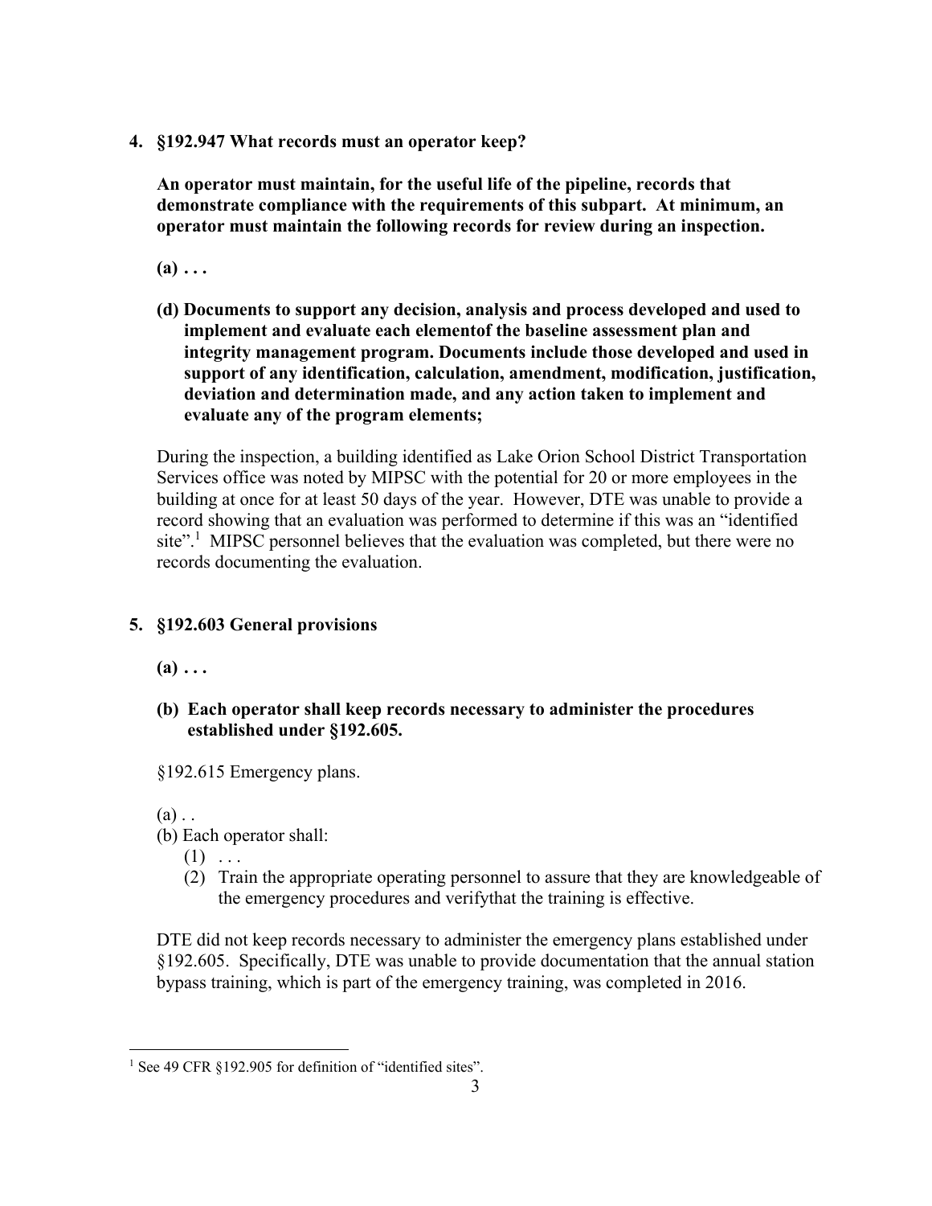**4. §192.947 What records must an operator keep?**

**An operator must maintain, for the useful life of the pipeline, records that demonstrate compliance with the requirements of this subpart. At minimum, an operator must maintain the following records for review during an inspection.**

**(a) . . .**

**(d) Documents to support any decision, analysis and process developed and used to implement and evaluate each elementof the baseline assessment plan and integrity management program. Documents include those developed and used in support of any identification, calculation, amendment, modification, justification, deviation and determination made, and any action taken to implement and evaluate any of the program elements;**

During the inspection, a building identified as Lake Orion School District Transportation Services office was noted by MIPSC with the potential for 20 or more employees in the building at once for at least 50 days of the year. However, DTE was unable to provide a record showing that an evaluation was performed to determine if this was an "identified site".[1] MIPSC personnel believes that the evaluation was completed, but there were no records documenting the evaluation.

**5. §192.603 General provisions**

**(a) . . .**

**(b) Each operator shall keep records necessary to administer the procedures established under §192.605.**

§192.615 Emergency plans.

(a) . .

(b) Each operator shall:

(1) . . .

(2) Train the appropriate operating personnel to assure that they are knowledgeable of the emergency procedures and verifythat the training is effective.

DTE did not keep records necessary to administer the emergency plans established under §192.605. Specifically, DTE was unable to provide documentation that the annual station bypass training, which is part of the emergency training, was completed in 2016.

[1] See 49 CFR §192.905 for definition of "identified sites".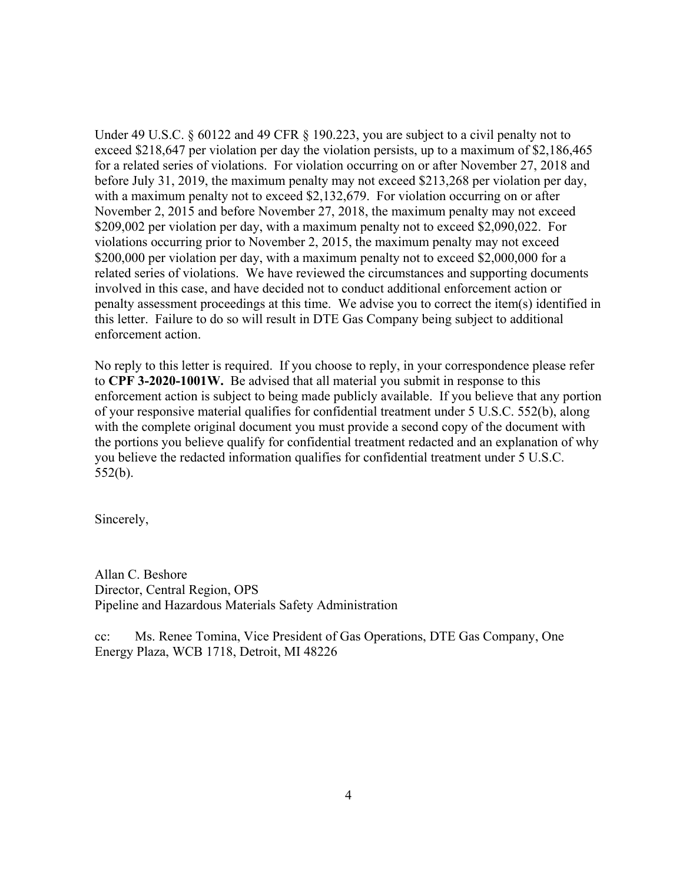Under 49 U.S.C. § 60122 and 49 CFR § 190.223, you are subject to a civil penalty not to exceed $218,647 per violation per day the violation persists, up to a maximum of $2,186,465 for a related series of violations. For violation occurring on or after November 27, 2018 and before July 31, 2019, the maximum penalty may not exceed $213,268 per violation per day, with a maximum penalty not to exceed $2,132,679. For violation occurring on or after November 2, 2015 and before November 27, 2018, the maximum penalty may not exceed $209,002 per violation per day, with a maximum penalty not to exceed $2,090,022. For violations occurring prior to November 2, 2015, the maximum penalty may not exceed $200,000 per violation per day, with a maximum penalty not to exceed $2,000,000 for a related series of violations. We have reviewed the circumstances and supporting documents involved in this case, and have decided not to conduct additional enforcement action or penalty assessment proceedings at this time. We advise you to correct the item(s) identified in this letter. Failure to do so will result in DTE Gas Company being subject to additional enforcement action.

No reply to this letter is required. If you choose to reply, in your correspondence please refer to **CPF 3-2020-1001W.** Be advised that all material you submit in response to this enforcement action is subject to being made publicly available. If you believe that any portion of your responsive material qualifies for confidential treatment under 5 U.S.C. 552(b), along with the complete original document you must provide a second copy of the document with the portions you believe qualify for confidential treatment redacted and an explanation of why you believe the redacted information qualifies for confidential treatment under 5 U.S.C. 552(b).

Sincerely,

Allan C. Beshore
Director, Central Region, OPS
Pipeline and Hazardous Materials Safety Administration

cc: Ms. Renee Tomina, Vice President of Gas Operations, DTE Gas Company, One Energy Plaza, WCB 1718, Detroit, MI 48226